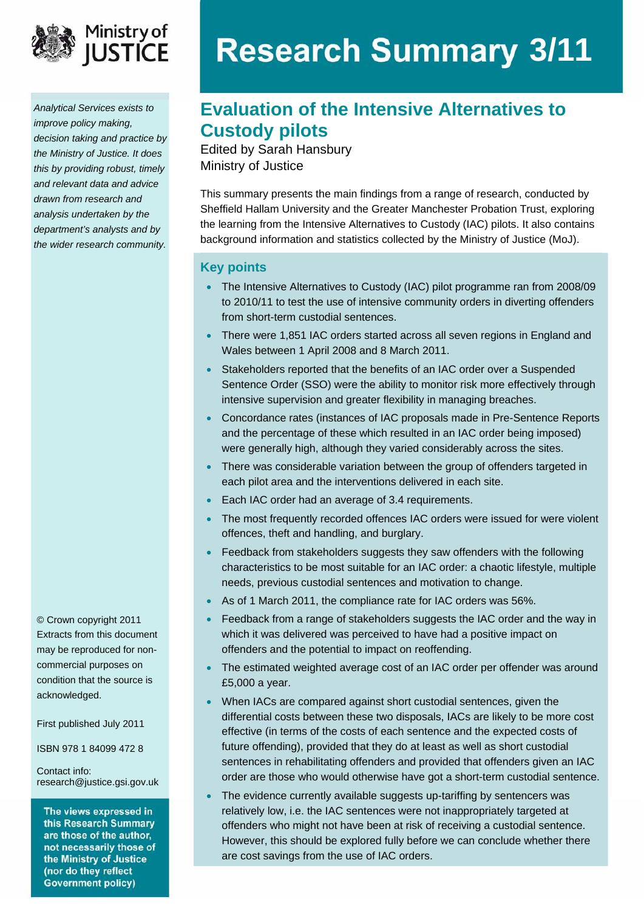Ministry of JUSTICE

*Analytical Services exists to improve policy making, decision taking and practice by the Ministry of Justice. It does this by providing robust, timely and relevant data and advice drawn from research and analysis undertaken by the department's analysts and by the wider research community.*

# Research Summary 3/11

## Evaluation of the Intensive Alternatives to Custody pilots

Edited by Sarah Hansbury
Ministry of Justice

This summary presents the main findings from a range of research, conducted by Sheffield Hallam University and the Greater Manchester Probation Trust, exploring the learning from the Intensive Alternatives to Custody (IAC) pilots. It also contains background information and statistics collected by the Ministry of Justice (MoJ).

### Key points

- The Intensive Alternatives to Custody (IAC) pilot programme ran from 2008/09 to 2010/11 to test the use of intensive community orders in diverting offenders from short-term custodial sentences.
- There were 1,851 IAC orders started across all seven regions in England and Wales between 1 April 2008 and 8 March 2011.
- Stakeholders reported that the benefits of an IAC order over a Suspended Sentence Order (SSO) were the ability to monitor risk more effectively through intensive supervision and greater flexibility in managing breaches.
- Concordance rates (instances of IAC proposals made in Pre-Sentence Reports and the percentage of these which resulted in an IAC order being imposed) were generally high, although they varied considerably across the sites.
- There was considerable variation between the group of offenders targeted in each pilot area and the interventions delivered in each site.
- Each IAC order had an average of 3.4 requirements.
- The most frequently recorded offences IAC orders were issued for were violent offences, theft and handling, and burglary.
- Feedback from stakeholders suggests they saw offenders with the following characteristics to be most suitable for an IAC order: a chaotic lifestyle, multiple needs, previous custodial sentences and motivation to change.
- As of 1 March 2011, the compliance rate for IAC orders was 56%.
- Feedback from a range of stakeholders suggests the IAC order and the way in which it was delivered was perceived to have had a positive impact on offenders and the potential to impact on reoffending.
- The estimated weighted average cost of an IAC order per offender was around £5,000 a year.
- When IACs are compared against short custodial sentences, given the differential costs between these two disposals, IACs are likely to be more cost effective (in terms of the costs of each sentence and the expected costs of future offending), provided that they do at least as well as short custodial sentences in rehabilitating offenders and provided that offenders given an IAC order are those who would otherwise have got a short-term custodial sentence.
- The evidence currently available suggests up-tariffing by sentencers was relatively low, i.e. the IAC sentences were not inappropriately targeted at offenders who might not have been at risk of receiving a custodial sentence. However, this should be explored fully before we can conclude whether there are cost savings from the use of IAC orders.

© Crown copyright 2011
Extracts from this document may be reproduced for non-commercial purposes on condition that the source is acknowledged.

First published July 2011

ISBN 978 1 84099 472 8

Contact info:
research@justice.gsi.gov.uk

**The views expressed in this Research Summary are those of the author, not necessarily those of the Ministry of Justice (nor do they reflect Government policy)**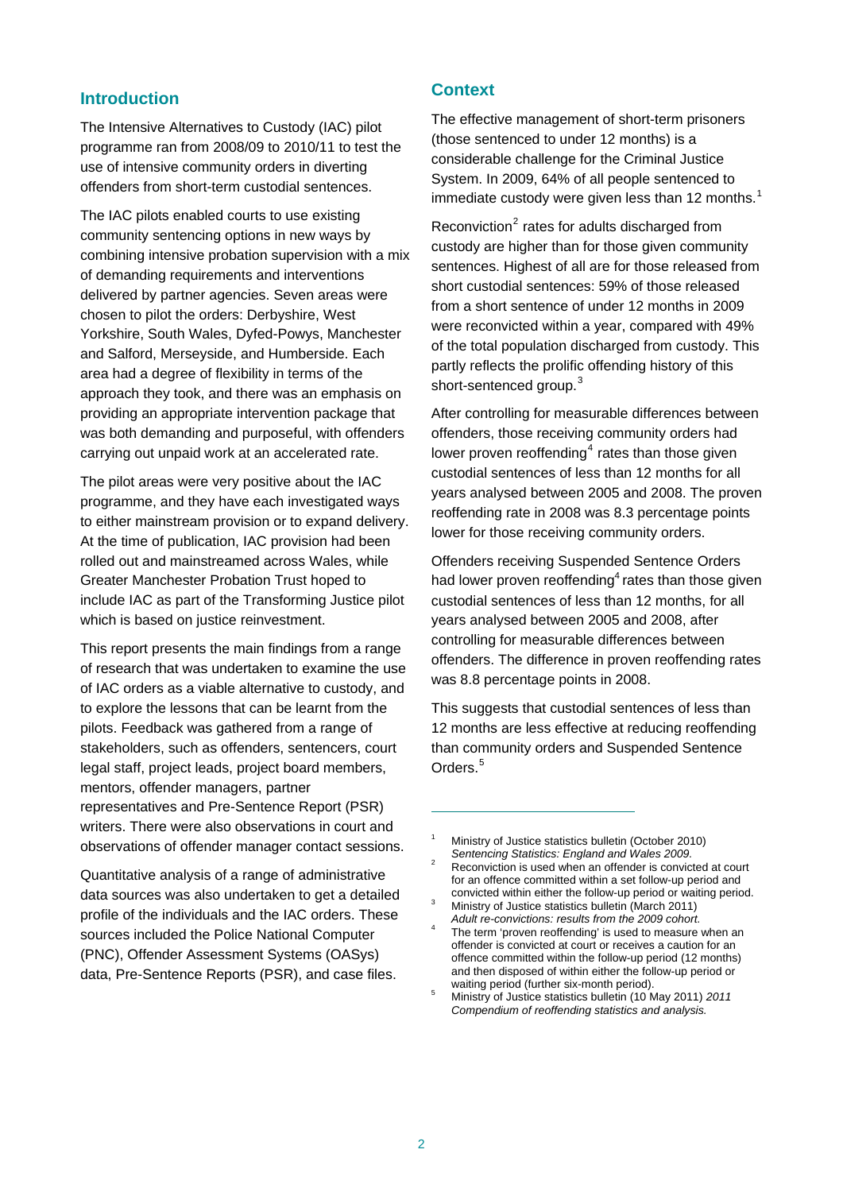## Introduction

The Intensive Alternatives to Custody (IAC) pilot programme ran from 2008/09 to 2010/11 to test the use of intensive community orders in diverting offenders from short-term custodial sentences.

The IAC pilots enabled courts to use existing community sentencing options in new ways by combining intensive probation supervision with a mix of demanding requirements and interventions delivered by partner agencies. Seven areas were chosen to pilot the orders: Derbyshire, West Yorkshire, South Wales, Dyfed-Powys, Manchester and Salford, Merseyside, and Humberside. Each area had a degree of flexibility in terms of the approach they took, and there was an emphasis on providing an appropriate intervention package that was both demanding and purposeful, with offenders carrying out unpaid work at an accelerated rate.

The pilot areas were very positive about the IAC programme, and they have each investigated ways to either mainstream provision or to expand delivery. At the time of publication, IAC provision had been rolled out and mainstreamed across Wales, while Greater Manchester Probation Trust hoped to include IAC as part of the Transforming Justice pilot which is based on justice reinvestment.

This report presents the main findings from a range of research that was undertaken to examine the use of IAC orders as a viable alternative to custody, and to explore the lessons that can be learnt from the pilots. Feedback was gathered from a range of stakeholders, such as offenders, sentencers, court legal staff, project leads, project board members, mentors, offender managers, partner representatives and Pre-Sentence Report (PSR) writers. There were also observations in court and observations of offender manager contact sessions.

Quantitative analysis of a range of administrative data sources was also undertaken to get a detailed profile of the individuals and the IAC orders. These sources included the Police National Computer (PNC), Offender Assessment Systems (OASys) data, Pre-Sentence Reports (PSR), and case files.

## Context

The effective management of short-term prisoners (those sentenced to under 12 months) is a considerable challenge for the Criminal Justice System. In 2009, 64% of all people sentenced to immediate custody were given less than 12 months.[1]

Reconviction[2] rates for adults discharged from custody are higher than for those given community sentences. Highest of all are for those released from short custodial sentences: 59% of those released from a short sentence of under 12 months in 2009 were reconvicted within a year, compared with 49% of the total population discharged from custody. This partly reflects the prolific offending history of this short-sentenced group.[3]

After controlling for measurable differences between offenders, those receiving community orders had lower proven reoffending[4] rates than those given custodial sentences of less than 12 months for all years analysed between 2005 and 2008. The proven reoffending rate in 2008 was 8.3 percentage points lower for those receiving community orders.

Offenders receiving Suspended Sentence Orders had lower proven reoffending[4] rates than those given custodial sentences of less than 12 months, for all years analysed between 2005 and 2008, after controlling for measurable differences between offenders. The difference in proven reoffending rates was 8.8 percentage points in 2008.

This suggests that custodial sentences of less than 12 months are less effective at reducing reoffending than community orders and Suspended Sentence Orders.[5]

---

[1] Ministry of Justice statistics bulletin (October 2010) *Sentencing Statistics: England and Wales 2009.*

[2] Reconviction is used when an offender is convicted at court for an offence committed within a set follow-up period and convicted within either the follow-up period or waiting period.

[3] Ministry of Justice statistics bulletin (March 2011) *Adult re-convictions: results from the 2009 cohort.*

[4] The term 'proven reoffending' is used to measure when an offender is convicted at court or receives a caution for an offence committed within the follow-up period (12 months) and then disposed of within either the follow-up period or waiting period (further six-month period).

[5] Ministry of Justice statistics bulletin (10 May 2011) *2011 Compendium of reoffending statistics and analysis.*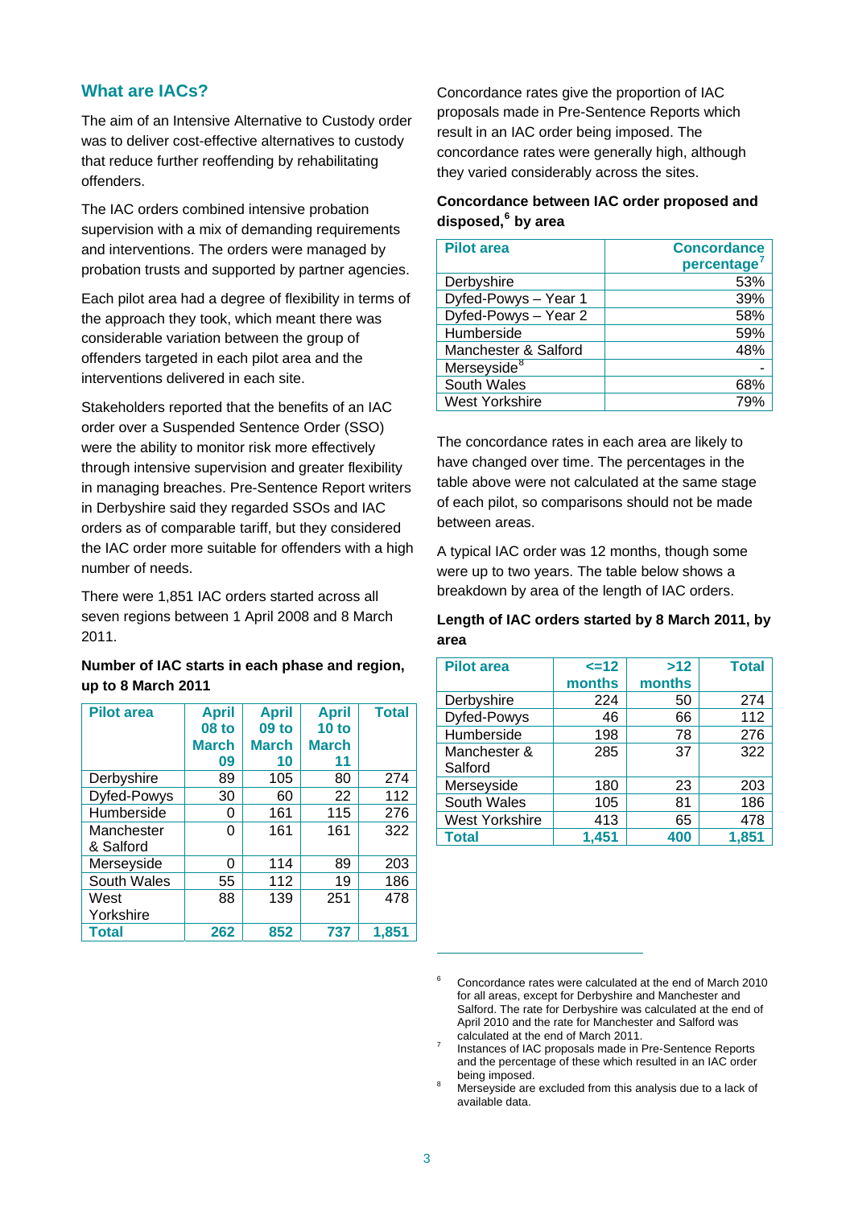## What are IACs?

The aim of an Intensive Alternative to Custody order was to deliver cost-effective alternatives to custody that reduce further reoffending by rehabilitating offenders.

The IAC orders combined intensive probation supervision with a mix of demanding requirements and interventions. The orders were managed by probation trusts and supported by partner agencies.

Each pilot area had a degree of flexibility in terms of the approach they took, which meant there was considerable variation between the group of offenders targeted in each pilot area and the interventions delivered in each site.

Stakeholders reported that the benefits of an IAC order over a Suspended Sentence Order (SSO) were the ability to monitor risk more effectively through intensive supervision and greater flexibility in managing breaches. Pre-Sentence Report writers in Derbyshire said they regarded SSOs and IAC orders as of comparable tariff, but they considered the IAC order more suitable for offenders with a high number of needs.

There were 1,851 IAC orders started across all seven regions between 1 April 2008 and 8 March 2011.

**Number of IAC starts in each phase and region, up to 8 March 2011**

| Pilot area | April 08 to March 09 | April 09 to March 10 | April 10 to March 11 | Total |
|---|---|---|---|---|
| Derbyshire | 89 | 105 | 80 | 274 |
| Dyfed-Powys | 30 | 60 | 22 | 112 |
| Humberside | 0 | 161 | 115 | 276 |
| Manchester & Salford | 0 | 161 | 161 | 322 |
| Merseyside | 0 | 114 | 89 | 203 |
| South Wales | 55 | 112 | 19 | 186 |
| West Yorkshire | 88 | 139 | 251 | 478 |
| **Total** | **262** | **852** | **737** | **1,851** |

Concordance rates give the proportion of IAC proposals made in Pre-Sentence Reports which result in an IAC order being imposed. The concordance rates were generally high, although they varied considerably across the sites.

**Concordance between IAC order proposed and disposed,[6] by area**

| Pilot area | Concordance percentage[7] |
|---|---|
| Derbyshire | 53% |
| Dyfed-Powys – Year 1 | 39% |
| Dyfed-Powys – Year 2 | 58% |
| Humberside | 59% |
| Manchester & Salford | 48% |
| Merseyside[8] | - |
| South Wales | 68% |
| West Yorkshire | 79% |

The concordance rates in each area are likely to have changed over time. The percentages in the table above were not calculated at the same stage of each pilot, so comparisons should not be made between areas.

A typical IAC order was 12 months, though some were up to two years. The table below shows a breakdown by area of the length of IAC orders.

**Length of IAC orders started by 8 March 2011, by area**

| Pilot area | <=12 months | >12 months | Total |
|---|---|---|---|
| Derbyshire | 224 | 50 | 274 |
| Dyfed-Powys | 46 | 66 | 112 |
| Humberside | 198 | 78 | 276 |
| Manchester & Salford | 285 | 37 | 322 |
| Merseyside | 180 | 23 | 203 |
| South Wales | 105 | 81 | 186 |
| West Yorkshire | 413 | 65 | 478 |
| **Total** | **1,451** | **400** | **1,851** |

---

[6] Concordance rates were calculated at the end of March 2010 for all areas, except for Derbyshire and Manchester and Salford. The rate for Derbyshire was calculated at the end of April 2010 and the rate for Manchester and Salford was calculated at the end of March 2011.

[7] Instances of IAC proposals made in Pre-Sentence Reports and the percentage of these which resulted in an IAC order being imposed.

[8] Merseyside are excluded from this analysis due to a lack of available data.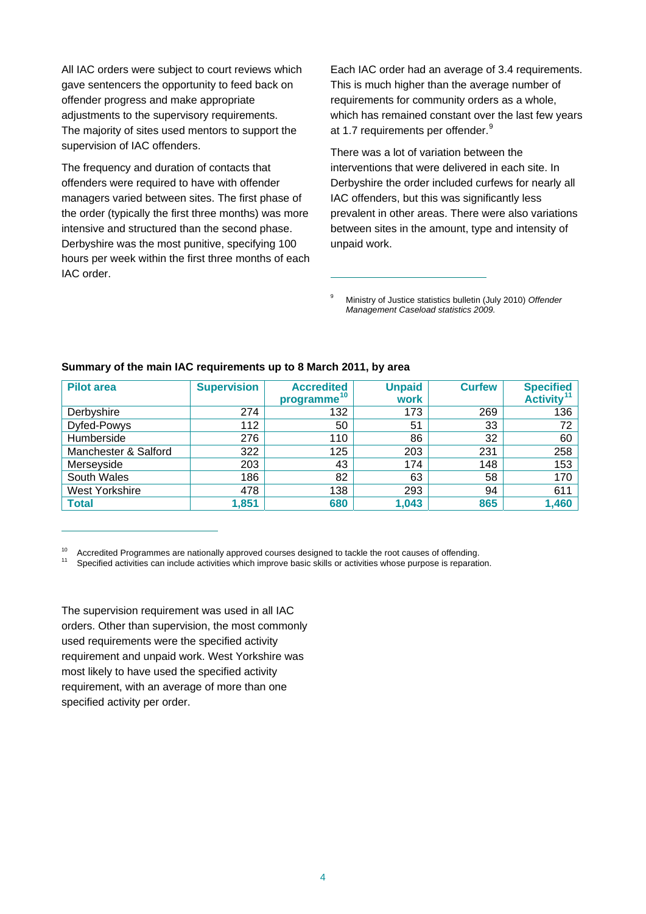All IAC orders were subject to court reviews which gave sentencers the opportunity to feed back on offender progress and make appropriate adjustments to the supervisory requirements. The majority of sites used mentors to support the supervision of IAC offenders.

The frequency and duration of contacts that offenders were required to have with offender managers varied between sites. The first phase of the order (typically the first three months) was more intensive and structured than the second phase. Derbyshire was the most punitive, specifying 100 hours per week within the first three months of each IAC order.

Each IAC order had an average of 3.4 requirements. This is much higher than the average number of requirements for community orders as a whole, which has remained constant over the last few years at 1.7 requirements per offender.[9]

There was a lot of variation between the interventions that were delivered in each site. In Derbyshire the order included curfews for nearly all IAC offenders, but this was significantly less prevalent in other areas. There were also variations between sites in the amount, type and intensity of unpaid work.

[9] Ministry of Justice statistics bulletin (July 2010) *Offender Management Caseload statistics 2009.*

**Summary of the main IAC requirements up to 8 March 2011, by area**

| Pilot area | Supervision | Accredited programme[10] | Unpaid work | Curfew | Specified Activity[11] |
|---|---|---|---|---|---|
| Derbyshire | 274 | 132 | 173 | 269 | 136 |
| Dyfed-Powys | 112 | 50 | 51 | 33 | 72 |
| Humberside | 276 | 110 | 86 | 32 | 60 |
| Manchester & Salford | 322 | 125 | 203 | 231 | 258 |
| Merseyside | 203 | 43 | 174 | 148 | 153 |
| South Wales | 186 | 82 | 63 | 58 | 170 |
| West Yorkshire | 478 | 138 | 293 | 94 | 611 |
| **Total** | **1,851** | **680** | **1,043** | **865** | **1,460** |

[10] Accredited Programmes are nationally approved courses designed to tackle the root causes of offending.
[11] Specified activities can include activities which improve basic skills or activities whose purpose is reparation.

The supervision requirement was used in all IAC orders. Other than supervision, the most commonly used requirements were the specified activity requirement and unpaid work. West Yorkshire was most likely to have used the specified activity requirement, with an average of more than one specified activity per order.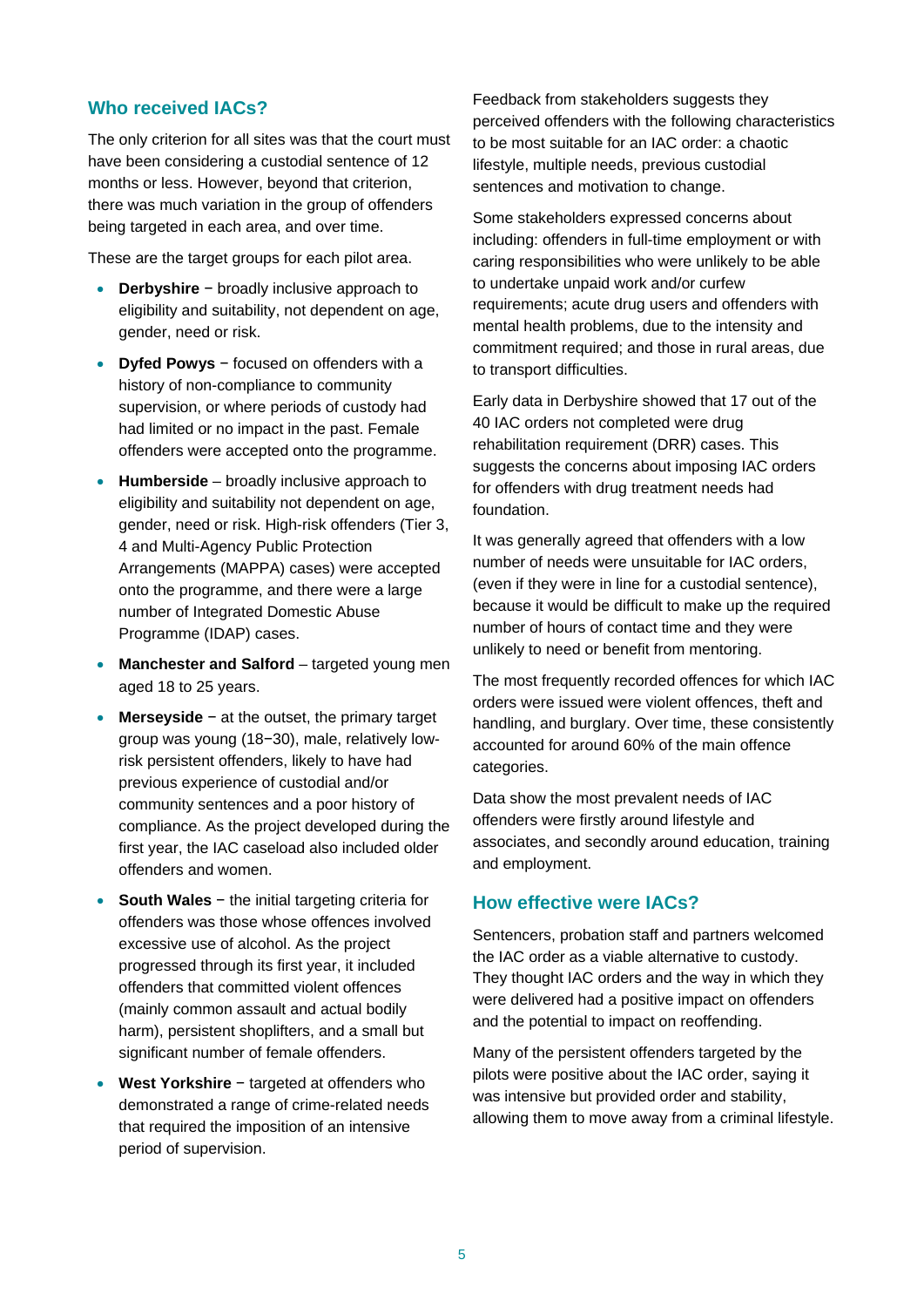## Who received IACs?

The only criterion for all sites was that the court must have been considering a custodial sentence of 12 months or less. However, beyond that criterion, there was much variation in the group of offenders being targeted in each area, and over time.

These are the target groups for each pilot area.

- **Derbyshire** − broadly inclusive approach to eligibility and suitability, not dependent on age, gender, need or risk.
- **Dyfed Powys** − focused on offenders with a history of non-compliance to community supervision, or where periods of custody had had limited or no impact in the past. Female offenders were accepted onto the programme.
- **Humberside** – broadly inclusive approach to eligibility and suitability not dependent on age, gender, need or risk. High-risk offenders (Tier 3, 4 and Multi-Agency Public Protection Arrangements (MAPPA) cases) were accepted onto the programme, and there were a large number of Integrated Domestic Abuse Programme (IDAP) cases.
- **Manchester and Salford** – targeted young men aged 18 to 25 years.
- **Merseyside** − at the outset, the primary target group was young (18−30), male, relatively low-risk persistent offenders, likely to have had previous experience of custodial and/or community sentences and a poor history of compliance. As the project developed during the first year, the IAC caseload also included older offenders and women.
- **South Wales** − the initial targeting criteria for offenders was those whose offences involved excessive use of alcohol. As the project progressed through its first year, it included offenders that committed violent offences (mainly common assault and actual bodily harm), persistent shoplifters, and a small but significant number of female offenders.
- **West Yorkshire** − targeted at offenders who demonstrated a range of crime-related needs that required the imposition of an intensive period of supervision.

Feedback from stakeholders suggests they perceived offenders with the following characteristics to be most suitable for an IAC order: a chaotic lifestyle, multiple needs, previous custodial sentences and motivation to change.

Some stakeholders expressed concerns about including: offenders in full-time employment or with caring responsibilities who were unlikely to be able to undertake unpaid work and/or curfew requirements; acute drug users and offenders with mental health problems, due to the intensity and commitment required; and those in rural areas, due to transport difficulties.

Early data in Derbyshire showed that 17 out of the 40 IAC orders not completed were drug rehabilitation requirement (DRR) cases. This suggests the concerns about imposing IAC orders for offenders with drug treatment needs had foundation.

It was generally agreed that offenders with a low number of needs were unsuitable for IAC orders, (even if they were in line for a custodial sentence), because it would be difficult to make up the required number of hours of contact time and they were unlikely to need or benefit from mentoring.

The most frequently recorded offences for which IAC orders were issued were violent offences, theft and handling, and burglary. Over time, these consistently accounted for around 60% of the main offence categories.

Data show the most prevalent needs of IAC offenders were firstly around lifestyle and associates, and secondly around education, training and employment.

## How effective were IACs?

Sentencers, probation staff and partners welcomed the IAC order as a viable alternative to custody. They thought IAC orders and the way in which they were delivered had a positive impact on offenders and the potential to impact on reoffending.

Many of the persistent offenders targeted by the pilots were positive about the IAC order, saying it was intensive but provided order and stability, allowing them to move away from a criminal lifestyle.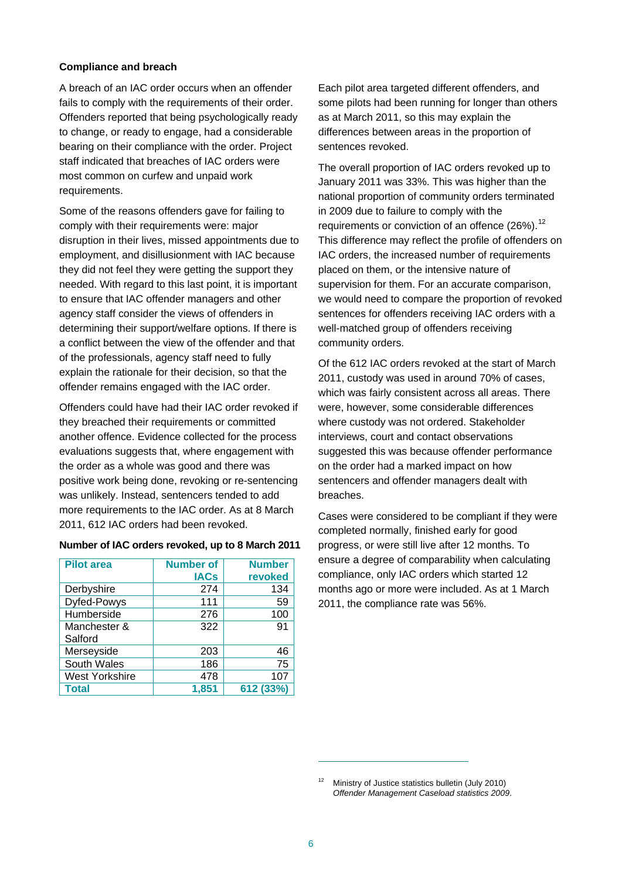**Compliance and breach**

A breach of an IAC order occurs when an offender fails to comply with the requirements of their order. Offenders reported that being psychologically ready to change, or ready to engage, had a considerable bearing on their compliance with the order. Project staff indicated that breaches of IAC orders were most common on curfew and unpaid work requirements.

Some of the reasons offenders gave for failing to comply with their requirements were: major disruption in their lives, missed appointments due to employment, and disillusionment with IAC because they did not feel they were getting the support they needed. With regard to this last point, it is important to ensure that IAC offender managers and other agency staff consider the views of offenders in determining their support/welfare options. If there is a conflict between the view of the offender and that of the professionals, agency staff need to fully explain the rationale for their decision, so that the offender remains engaged with the IAC order.

Offenders could have had their IAC order revoked if they breached their requirements or committed another offence. Evidence collected for the process evaluations suggests that, where engagement with the order as a whole was good and there was positive work being done, revoking or re-sentencing was unlikely. Instead, sentencers tended to add more requirements to the IAC order. As at 8 March 2011, 612 IAC orders had been revoked.

**Number of IAC orders revoked, up to 8 March 2011**

| Pilot area | Number of IACs | Number revoked |
|---|---|---|
| Derbyshire | 274 | 134 |
| Dyfed-Powys | 111 | 59 |
| Humberside | 276 | 100 |
| Manchester & Salford | 322 | 91 |
| Merseyside | 203 | 46 |
| South Wales | 186 | 75 |
| West Yorkshire | 478 | 107 |
| **Total** | **1,851** | **612 (33%)** |

Each pilot area targeted different offenders, and some pilots had been running for longer than others as at March 2011, so this may explain the differences between areas in the proportion of sentences revoked.

The overall proportion of IAC orders revoked up to January 2011 was 33%. This was higher than the national proportion of community orders terminated in 2009 due to failure to comply with the requirements or conviction of an offence (26%).[12] This difference may reflect the profile of offenders on IAC orders, the increased number of requirements placed on them, or the intensive nature of supervision for them. For an accurate comparison, we would need to compare the proportion of revoked sentences for offenders receiving IAC orders with a well-matched group of offenders receiving community orders.

Of the 612 IAC orders revoked at the start of March 2011, custody was used in around 70% of cases, which was fairly consistent across all areas. There were, however, some considerable differences where custody was not ordered. Stakeholder interviews, court and contact observations suggested this was because offender performance on the order had a marked impact on how sentencers and offender managers dealt with breaches.

Cases were considered to be compliant if they were completed normally, finished early for good progress, or were still live after 12 months. To ensure a degree of comparability when calculating compliance, only IAC orders which started 12 months ago or more were included. As at 1 March 2011, the compliance rate was 56%.

[12] Ministry of Justice statistics bulletin (July 2010) *Offender Management Caseload statistics 2009*.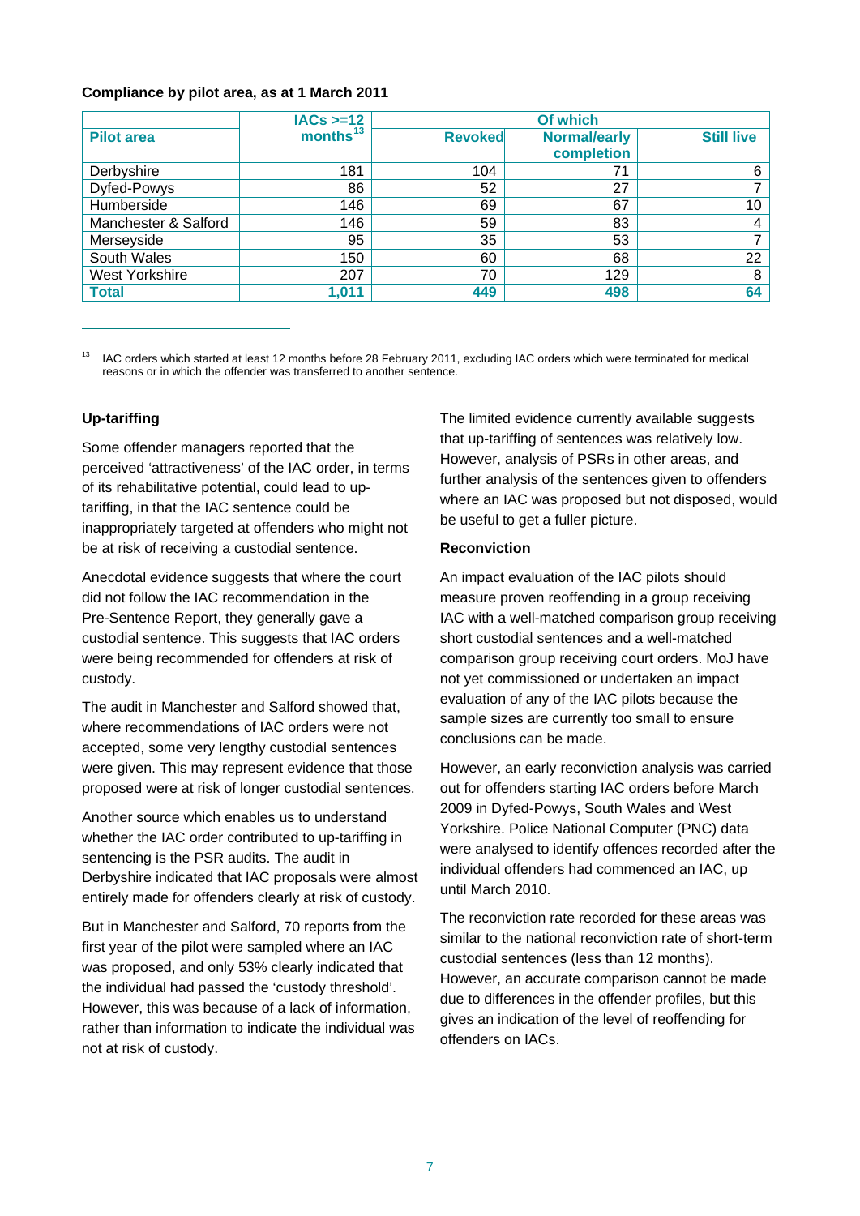**Compliance by pilot area, as at 1 March 2011**

| Pilot area | IACs >=12 months[13] | Of which | | |
|---|---|---|---|---|
| | | Revoked | Normal/early completion | Still live |
| Derbyshire | 181 | 104 | 71 | 6 |
| Dyfed-Powys | 86 | 52 | 27 | 7 |
| Humberside | 146 | 69 | 67 | 10 |
| Manchester & Salford | 146 | 59 | 83 | 4 |
| Merseyside | 95 | 35 | 53 | 7 |
| South Wales | 150 | 60 | 68 | 22 |
| West Yorkshire | 207 | 70 | 129 | 8 |
| **Total** | **1,011** | **449** | **498** | **64** |

[13] IAC orders which started at least 12 months before 28 February 2011, excluding IAC orders which were terminated for medical reasons or in which the offender was transferred to another sentence.

**Up-tariffing**

Some offender managers reported that the perceived 'attractiveness' of the IAC order, in terms of its rehabilitative potential, could lead to up-tariffing, in that the IAC sentence could be inappropriately targeted at offenders who might not be at risk of receiving a custodial sentence.

Anecdotal evidence suggests that where the court did not follow the IAC recommendation in the Pre-Sentence Report, they generally gave a custodial sentence. This suggests that IAC orders were being recommended for offenders at risk of custody.

The audit in Manchester and Salford showed that, where recommendations of IAC orders were not accepted, some very lengthy custodial sentences were given. This may represent evidence that those proposed were at risk of longer custodial sentences.

Another source which enables us to understand whether the IAC order contributed to up-tariffing in sentencing is the PSR audits. The audit in Derbyshire indicated that IAC proposals were almost entirely made for offenders clearly at risk of custody.

But in Manchester and Salford, 70 reports from the first year of the pilot were sampled where an IAC was proposed, and only 53% clearly indicated that the individual had passed the 'custody threshold'. However, this was because of a lack of information, rather than information to indicate the individual was not at risk of custody.

The limited evidence currently available suggests that up-tariffing of sentences was relatively low. However, analysis of PSRs in other areas, and further analysis of the sentences given to offenders where an IAC was proposed but not disposed, would be useful to get a fuller picture.

**Reconviction**

An impact evaluation of the IAC pilots should measure proven reoffending in a group receiving IAC with a well-matched comparison group receiving short custodial sentences and a well-matched comparison group receiving court orders. MoJ have not yet commissioned or undertaken an impact evaluation of any of the IAC pilots because the sample sizes are currently too small to ensure conclusions can be made.

However, an early reconviction analysis was carried out for offenders starting IAC orders before March 2009 in Dyfed-Powys, South Wales and West Yorkshire. Police National Computer (PNC) data were analysed to identify offences recorded after the individual offenders had commenced an IAC, up until March 2010.

The reconviction rate recorded for these areas was similar to the national reconviction rate of short-term custodial sentences (less than 12 months). However, an accurate comparison cannot be made due to differences in the offender profiles, but this gives an indication of the level of reoffending for offenders on IACs.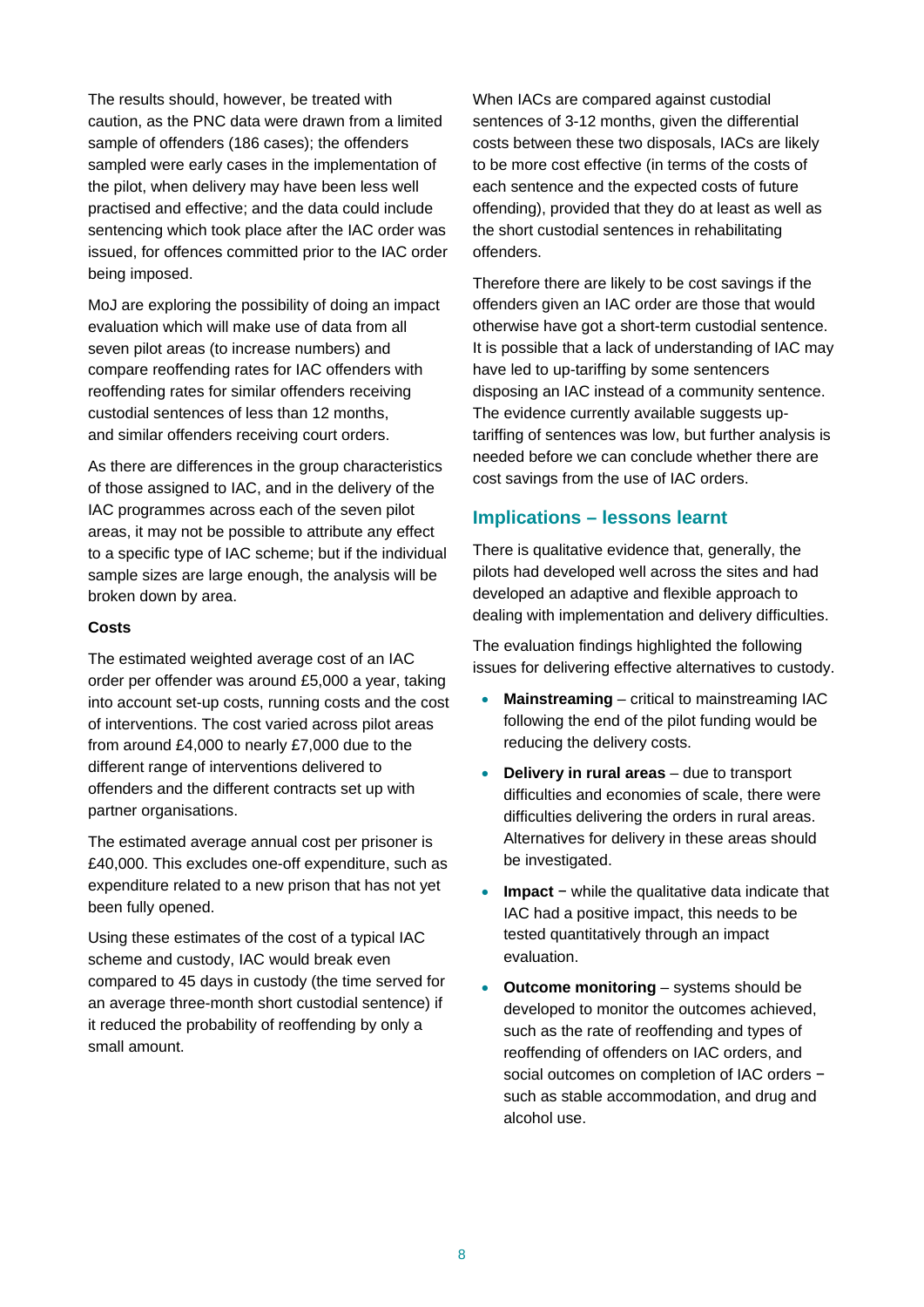The results should, however, be treated with caution, as the PNC data were drawn from a limited sample of offenders (186 cases); the offenders sampled were early cases in the implementation of the pilot, when delivery may have been less well practised and effective; and the data could include sentencing which took place after the IAC order was issued, for offences committed prior to the IAC order being imposed.

MoJ are exploring the possibility of doing an impact evaluation which will make use of data from all seven pilot areas (to increase numbers) and compare reoffending rates for IAC offenders with reoffending rates for similar offenders receiving custodial sentences of less than 12 months, and similar offenders receiving court orders.

As there are differences in the group characteristics of those assigned to IAC, and in the delivery of the IAC programmes across each of the seven pilot areas, it may not be possible to attribute any effect to a specific type of IAC scheme; but if the individual sample sizes are large enough, the analysis will be broken down by area.

**Costs**

The estimated weighted average cost of an IAC order per offender was around £5,000 a year, taking into account set-up costs, running costs and the cost of interventions. The cost varied across pilot areas from around £4,000 to nearly £7,000 due to the different range of interventions delivered to offenders and the different contracts set up with partner organisations.

The estimated average annual cost per prisoner is £40,000. This excludes one-off expenditure, such as expenditure related to a new prison that has not yet been fully opened.

Using these estimates of the cost of a typical IAC scheme and custody, IAC would break even compared to 45 days in custody (the time served for an average three-month short custodial sentence) if it reduced the probability of reoffending by only a small amount.

When IACs are compared against custodial sentences of 3-12 months, given the differential costs between these two disposals, IACs are likely to be more cost effective (in terms of the costs of each sentence and the expected costs of future offending), provided that they do at least as well as the short custodial sentences in rehabilitating offenders.

Therefore there are likely to be cost savings if the offenders given an IAC order are those that would otherwise have got a short-term custodial sentence. It is possible that a lack of understanding of IAC may have led to up-tariffing by some sentencers disposing an IAC instead of a community sentence. The evidence currently available suggests up-tariffing of sentences was low, but further analysis is needed before we can conclude whether there are cost savings from the use of IAC orders.

## Implications – lessons learnt

There is qualitative evidence that, generally, the pilots had developed well across the sites and had developed an adaptive and flexible approach to dealing with implementation and delivery difficulties.

The evaluation findings highlighted the following issues for delivering effective alternatives to custody.

- **Mainstreaming** – critical to mainstreaming IAC following the end of the pilot funding would be reducing the delivery costs.
- **Delivery in rural areas** – due to transport difficulties and economies of scale, there were difficulties delivering the orders in rural areas. Alternatives for delivery in these areas should be investigated.
- **Impact** − while the qualitative data indicate that IAC had a positive impact, this needs to be tested quantitatively through an impact evaluation.
- **Outcome monitoring** – systems should be developed to monitor the outcomes achieved, such as the rate of reoffending and types of reoffending of offenders on IAC orders, and social outcomes on completion of IAC orders − such as stable accommodation, and drug and alcohol use.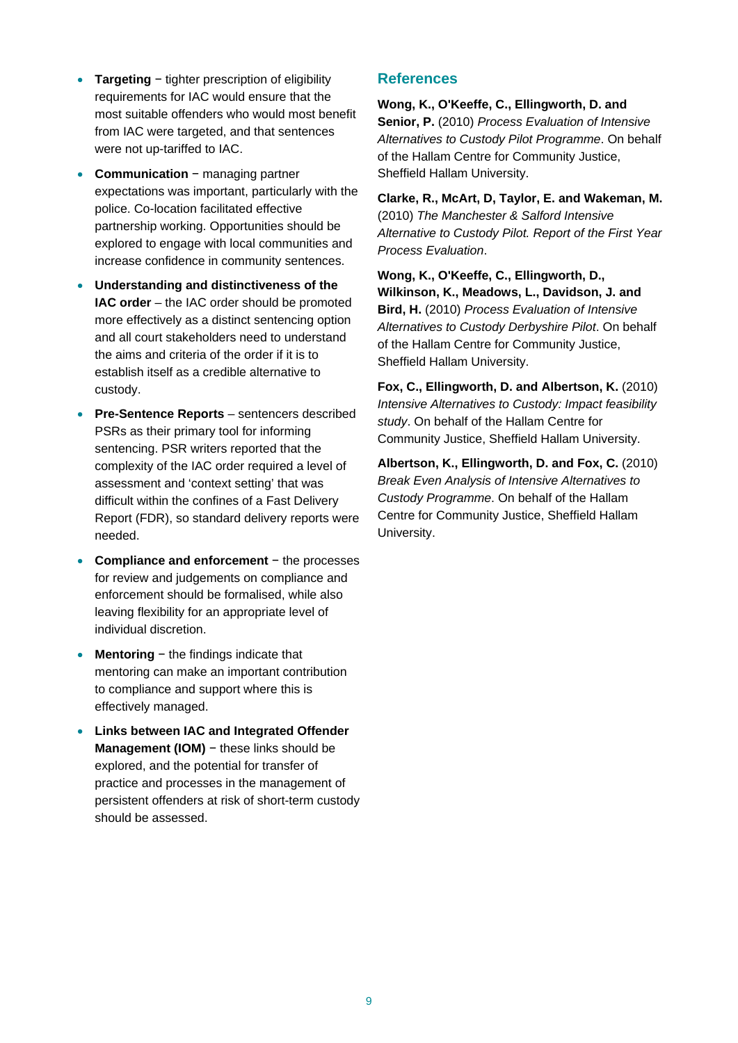- **Targeting** − tighter prescription of eligibility requirements for IAC would ensure that the most suitable offenders who would most benefit from IAC were targeted, and that sentences were not up-tariffed to IAC.
- **Communication** − managing partner expectations was important, particularly with the police. Co-location facilitated effective partnership working. Opportunities should be explored to engage with local communities and increase confidence in community sentences.
- **Understanding and distinctiveness of the IAC order** – the IAC order should be promoted more effectively as a distinct sentencing option and all court stakeholders need to understand the aims and criteria of the order if it is to establish itself as a credible alternative to custody.
- **Pre-Sentence Reports** – sentencers described PSRs as their primary tool for informing sentencing. PSR writers reported that the complexity of the IAC order required a level of assessment and 'context setting' that was difficult within the confines of a Fast Delivery Report (FDR), so standard delivery reports were needed.
- **Compliance and enforcement** − the processes for review and judgements on compliance and enforcement should be formalised, while also leaving flexibility for an appropriate level of individual discretion.
- **Mentoring** − the findings indicate that mentoring can make an important contribution to compliance and support where this is effectively managed.
- **Links between IAC and Integrated Offender Management (IOM)** − these links should be explored, and the potential for transfer of practice and processes in the management of persistent offenders at risk of short-term custody should be assessed.

## References

**Wong, K., O'Keeffe, C., Ellingworth, D. and Senior, P.** (2010) *Process Evaluation of Intensive Alternatives to Custody Pilot Programme*. On behalf of the Hallam Centre for Community Justice, Sheffield Hallam University.

**Clarke, R., McArt, D, Taylor, E. and Wakeman, M.** (2010) *The Manchester & Salford Intensive Alternative to Custody Pilot. Report of the First Year Process Evaluation*.

**Wong, K., O'Keeffe, C., Ellingworth, D., Wilkinson, K., Meadows, L., Davidson, J. and Bird, H.** (2010) *Process Evaluation of Intensive Alternatives to Custody Derbyshire Pilot*. On behalf of the Hallam Centre for Community Justice, Sheffield Hallam University.

**Fox, C., Ellingworth, D. and Albertson, K.** (2010) *Intensive Alternatives to Custody: Impact feasibility study*. On behalf of the Hallam Centre for Community Justice, Sheffield Hallam University.

**Albertson, K., Ellingworth, D. and Fox, C.** (2010) *Break Even Analysis of Intensive Alternatives to Custody Programme*. On behalf of the Hallam Centre for Community Justice, Sheffield Hallam University.